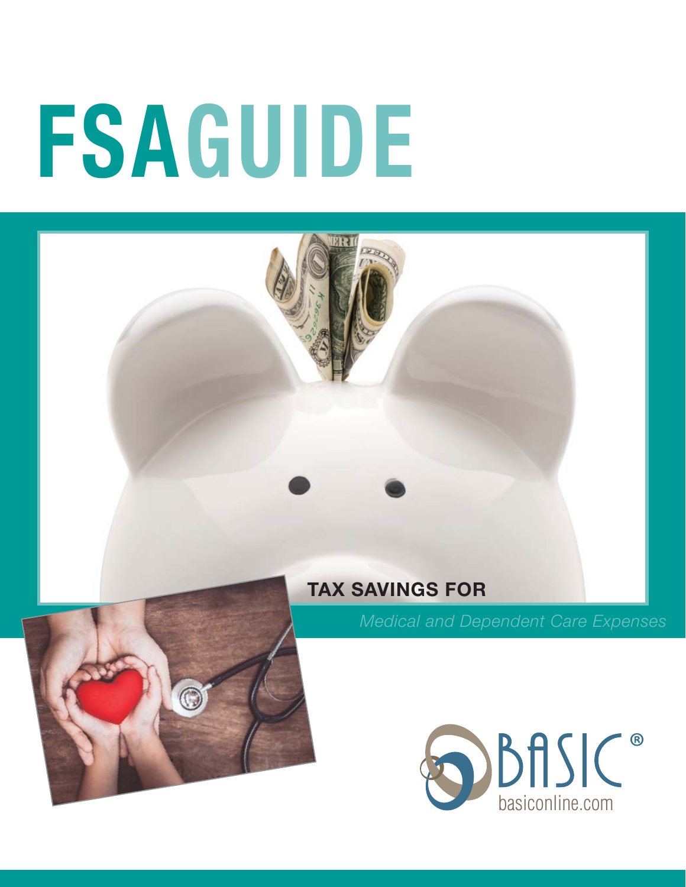# FSAGUIDE

**TAX SAVINGS FOR**

*Medical and Dependent Care Expenses*

BASIC®

basiconline.com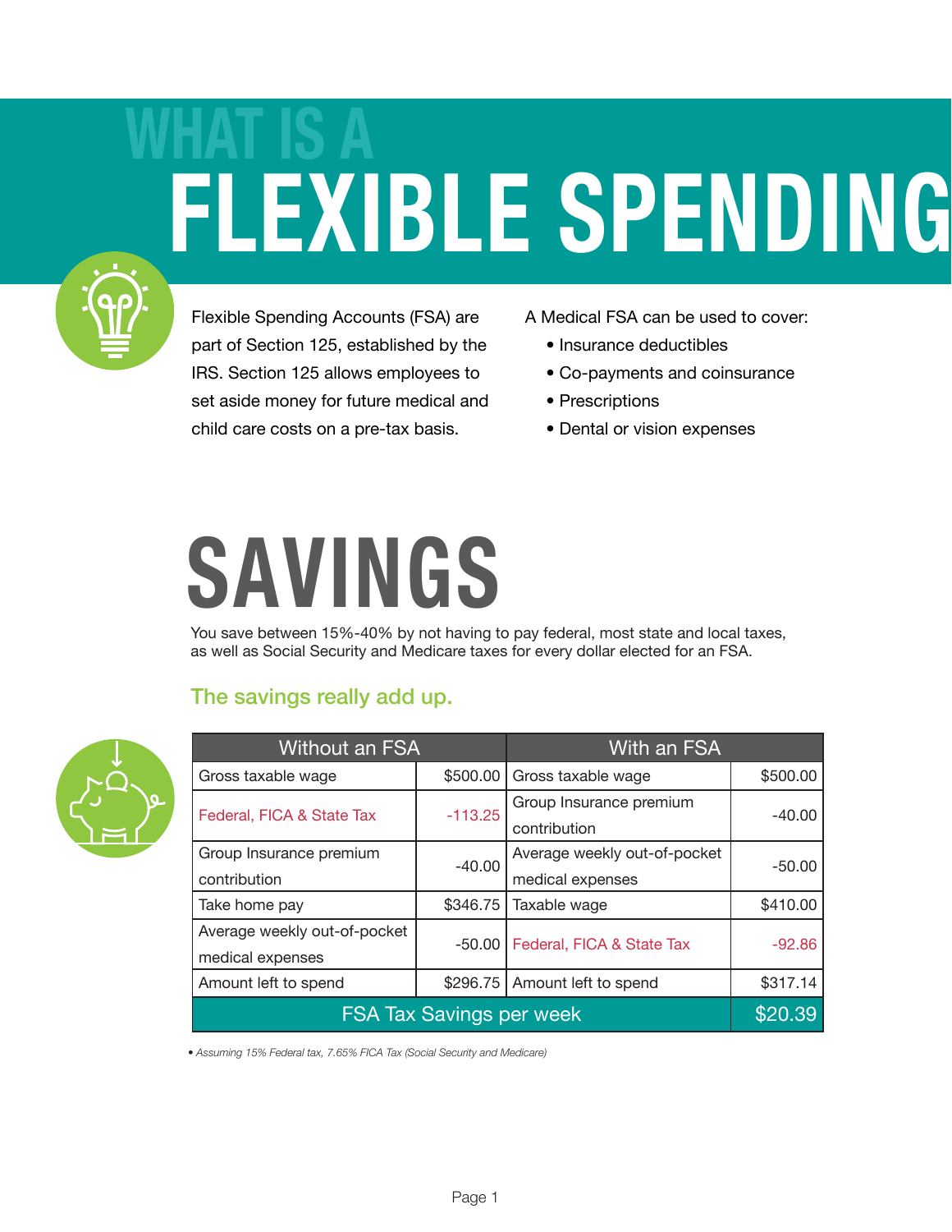# WHAT IS A FLEXIBLE SPENDING

Flexible Spending Accounts (FSA) are part of Section 125, established by the IRS. Section 125 allows employees to set aside money for future medical and child care costs on a pre-tax basis.

A Medical FSA can be used to cover:

- Insurance deductibles
- Co-payments and coinsurance
- Prescriptions
- Dental or vision expenses

# SAVINGS

You save between 15%-40% by not having to pay federal, most state and local taxes, as well as Social Security and Medicare taxes for every dollar elected for an FSA.

## The savings really add up.

| Without an FSA | | With an FSA | |
|---|---|---|---|
| Gross taxable wage | $500.00 | Gross taxable wage | $500.00 |
| Federal, FICA & State Tax | -113.25 | Group Insurance premium contribution | -40.00 |
| Group Insurance premium contribution | -40.00 | Average weekly out-of-pocket medical expenses | -50.00 |
| Take home pay | $346.75 | Taxable wage | $410.00 |
| Average weekly out-of-pocket medical expenses | -50.00 | Federal, FICA & State Tax | -92.86 |
| Amount left to spend | $296.75 | Amount left to spend | $317.14 |
| FSA Tax Savings per week | | | $20.39 |

*• Assuming 15% Federal tax, 7.65% FICA Tax (Social Security and Medicare)*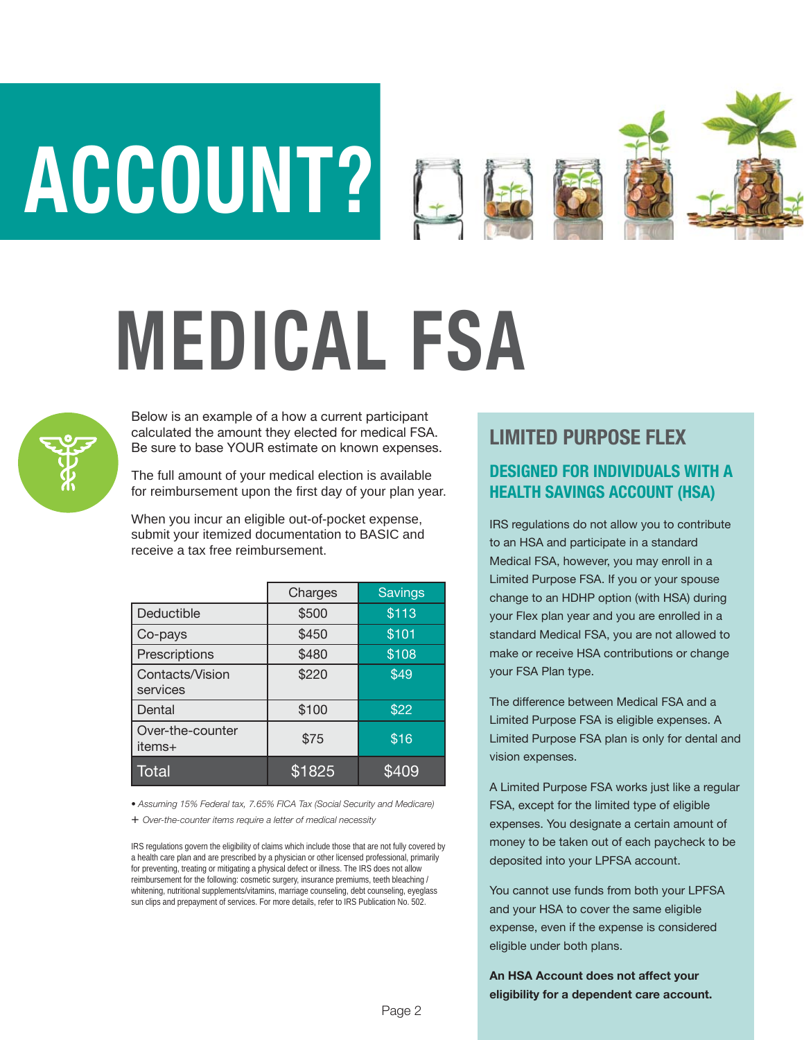# ACCOUNT?

# MEDICAL FSA

Below is an example of a how a current participant calculated the amount they elected for medical FSA. Be sure to base YOUR estimate on known expenses.

The full amount of your medical election is available for reimbursement upon the first day of your plan year.

When you incur an eligible out-of-pocket expense, submit your itemized documentation to BASIC and receive a tax free reimbursement.

| | Charges | Savings |
|---|---|---|
| Deductible | $500 | $113 |
| Co-pays | $450 | $101 |
| Prescriptions | $480 | $108 |
| Contacts/Vision services | $220 | $49 |
| Dental | $100 | $22 |
| Over-the-counter items+ | $75 | $16 |
| Total | $1825 | $409 |

• *Assuming 15% Federal tax, 7.65% FICA Tax (Social Security and Medicare)*

+ *Over-the-counter items require a letter of medical necessity*

IRS regulations govern the eligibility of claims which include those that are not fully covered by a health care plan and are prescribed by a physician or other licensed professional, primarily for preventing, treating or mitigating a physical defect or illness. The IRS does not allow reimbursement for the following: cosmetic surgery, insurance premiums, teeth bleaching / whitening, nutritional supplements/vitamins, marriage counseling, debt counseling, eyeglass sun clips and prepayment of services. For more details, refer to IRS Publication No. 502.

## LIMITED PURPOSE FLEX

### DESIGNED FOR INDIVIDUALS WITH A HEALTH SAVINGS ACCOUNT (HSA)

IRS regulations do not allow you to contribute to an HSA and participate in a standard Medical FSA, however, you may enroll in a Limited Purpose FSA. If you or your spouse change to an HDHP option (with HSA) during your Flex plan year and you are enrolled in a standard Medical FSA, you are not allowed to make or receive HSA contributions or change your FSA Plan type.

The difference between Medical FSA and a Limited Purpose FSA is eligible expenses. A Limited Purpose FSA plan is only for dental and vision expenses.

A Limited Purpose FSA works just like a regular FSA, except for the limited type of eligible expenses. You designate a certain amount of money to be taken out of each paycheck to be deposited into your LPFSA account.

You cannot use funds from both your LPFSA and your HSA to cover the same eligible expense, even if the expense is considered eligible under both plans.

**An HSA Account does not affect your eligibility for a dependent care account.**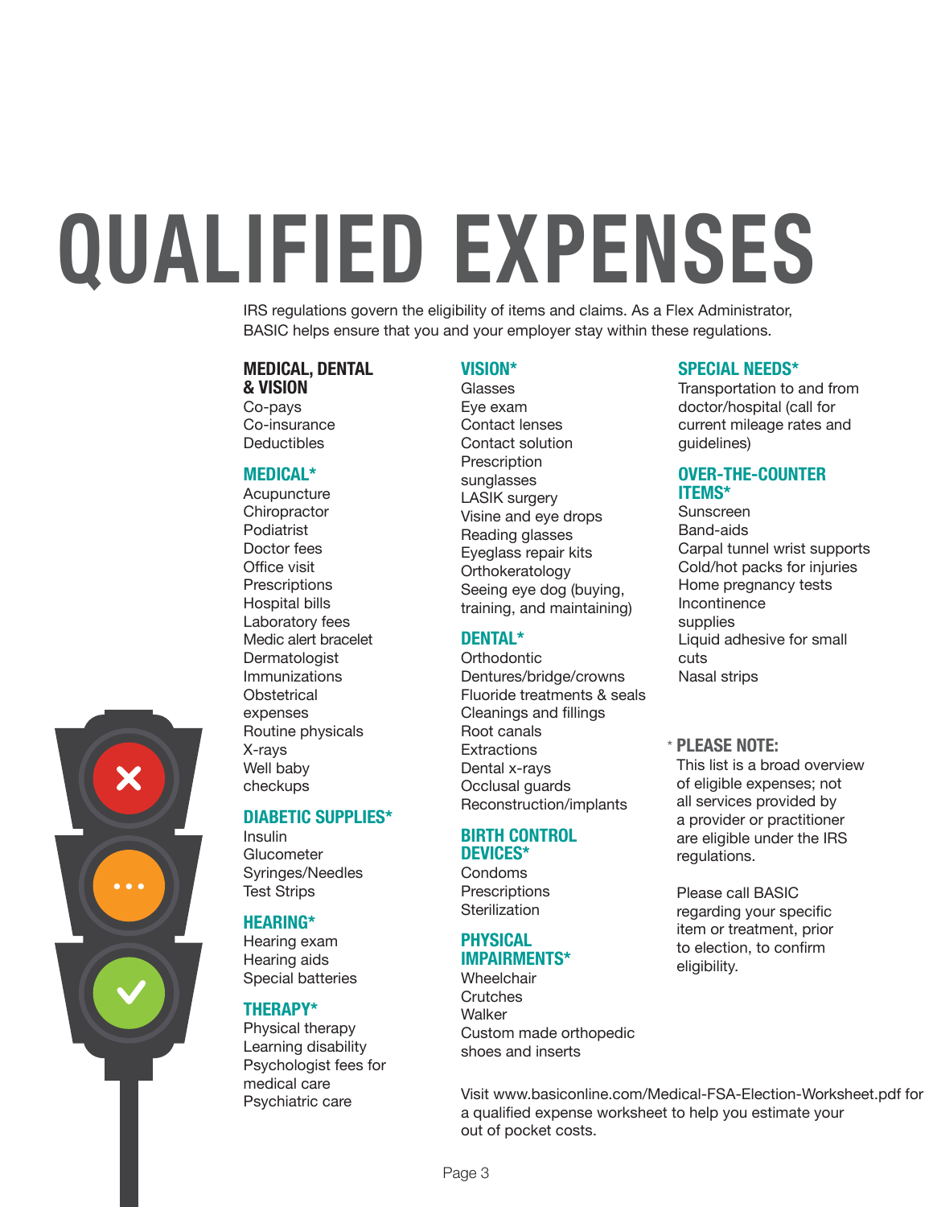# QUALIFIED EXPENSES

IRS regulations govern the eligibility of items and claims. As a Flex Administrator, BASIC helps ensure that you and your employer stay within these regulations.

### MEDICAL, DENTAL & VISION

Co-pays
Co-insurance
Deductibles

### MEDICAL*

Acupuncture
Chiropractor
Podiatrist
Doctor fees
Office visit
Prescriptions
Hospital bills
Laboratory fees
Medic alert bracelet
Dermatologist
Immunizations
Obstetrical expenses
Routine physicals
X-rays
Well baby checkups

### DIABETIC SUPPLIES*

Insulin
Glucometer
Syringes/Needles
Test Strips

### HEARING*

Hearing exam
Hearing aids
Special batteries

### THERAPY*

Physical therapy
Learning disability
Psychologist fees for medical care
Psychiatric care

### VISION*

Glasses
Eye exam
Contact lenses
Contact solution
Prescription sunglasses
LASIK surgery
Visine and eye drops
Reading glasses
Eyeglass repair kits
Orthokeratology
Seeing eye dog (buying, training, and maintaining)

### DENTAL*

Orthodontic
Dentures/bridge/crowns
Fluoride treatments & seals
Cleanings and fillings
Root canals
Extractions
Dental x-rays
Occlusal guards
Reconstruction/implants

### BIRTH CONTROL DEVICES*

Condoms
Prescriptions
Sterilization

### PHYSICAL IMPAIRMENTS*

Wheelchair
Crutches
Walker
Custom made orthopedic shoes and inserts

### SPECIAL NEEDS*

Transportation to and from doctor/hospital (call for current mileage rates and guidelines)

### OVER-THE-COUNTER ITEMS*

Sunscreen
Band-aids
Carpal tunnel wrist supports
Cold/hot packs for injuries
Home pregnancy tests
Incontinence supplies
Liquid adhesive for small cuts
Nasal strips

### * PLEASE NOTE:

This list is a broad overview of eligible expenses; not all services provided by a provider or practitioner are eligible under the IRS regulations.

Please call BASIC regarding your specific item or treatment, prior to election, to confirm eligibility.

Visit www.basiconline.com/Medical-FSA-Election-Worksheet.pdf for a qualified expense worksheet to help you estimate your out of pocket costs.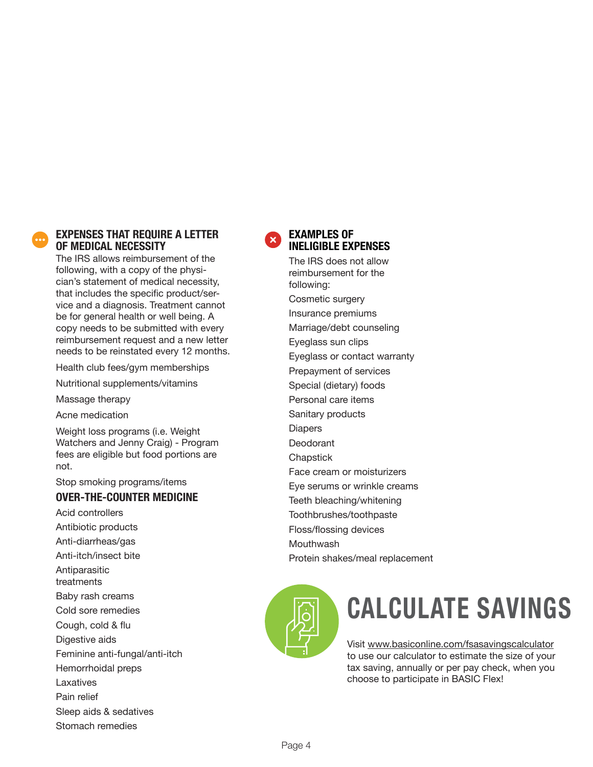## EXPENSES THAT REQUIRE A LETTER OF MEDICAL NECESSITY

The IRS allows reimbursement of the following, with a copy of the physician's statement of medical necessity, that includes the specific product/service and a diagnosis. Treatment cannot be for general health or well being. A copy needs to be submitted with every reimbursement request and a new letter needs to be reinstated every 12 months.

- Health club fees/gym memberships
- Nutritional supplements/vitamins
- Massage therapy
- Acne medication
- Weight loss programs (i.e. Weight Watchers and Jenny Craig) - Program fees are eligible but food portions are not.
- Stop smoking programs/items

### OVER-THE-COUNTER MEDICINE

- Acid controllers
- Antibiotic products
- Anti-diarrheas/gas
- Anti-itch/insect bite
- Antiparasitic treatments
- Baby rash creams
- Cold sore remedies
- Cough, cold & flu
- Digestive aids
- Feminine anti-fungal/anti-itch
- Hemorrhoidal preps
- Laxatives
- Pain relief
- Sleep aids & sedatives
- Stomach remedies

## EXAMPLES OF INELIGIBLE EXPENSES

The IRS does not allow reimbursement for the following:

- Cosmetic surgery
- Insurance premiums
- Marriage/debt counseling
- Eyeglass sun clips
- Eyeglass or contact warranty
- Prepayment of services
- Special (dietary) foods
- Personal care items
- Sanitary products
- Diapers
- Deodorant
- Chapstick
- Face cream or moisturizers
- Eye serums or wrinkle creams
- Teeth bleaching/whitening
- Toothbrushes/toothpaste
- Floss/flossing devices
- Mouthwash
- Protein shakes/meal replacement

## CALCULATE SAVINGS

Visit www.basiconline.com/fsasavingscalculator to use our calculator to estimate the size of your tax saving, annually or per pay check, when you choose to participate in BASIC Flex!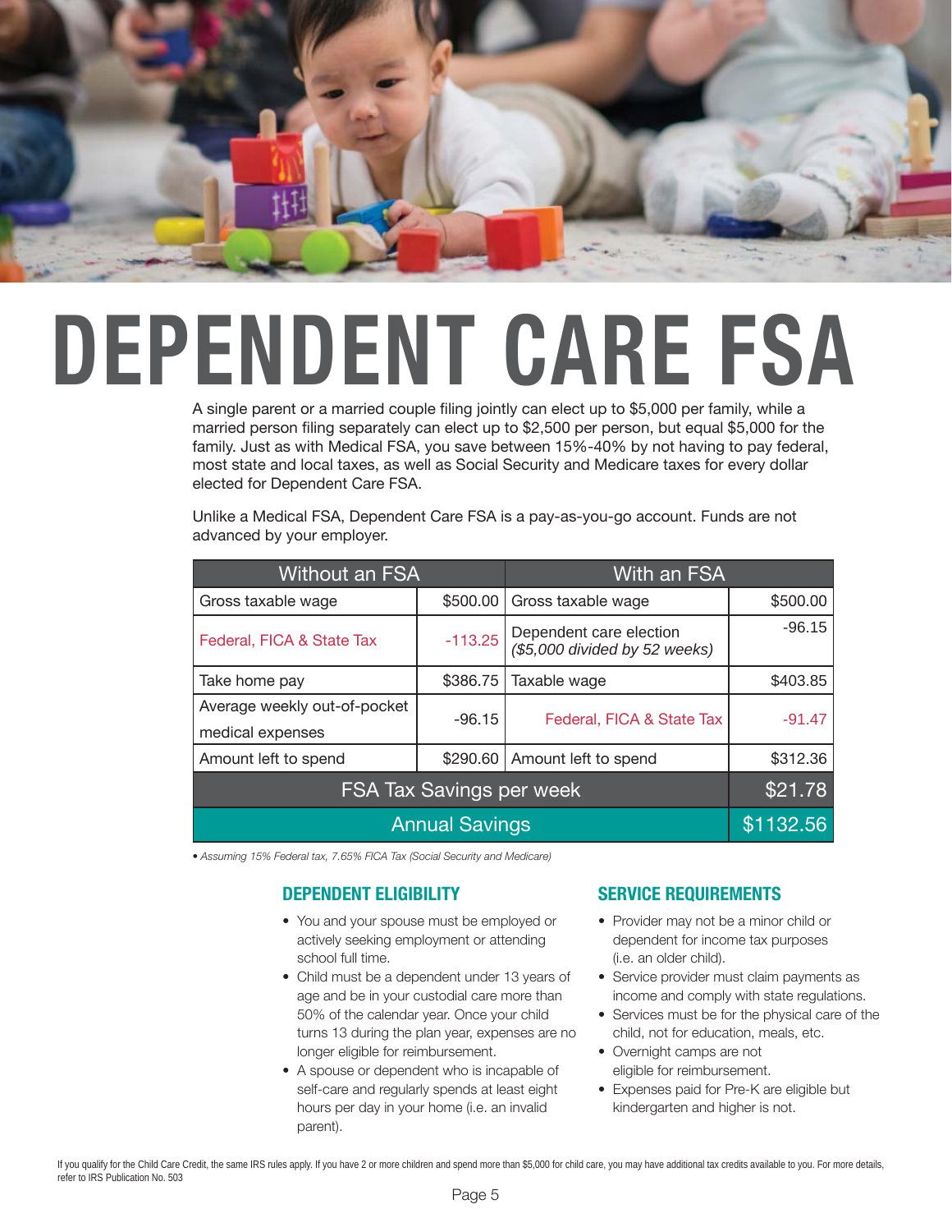# DEPENDENT CARE FSA

A single parent or a married couple filing jointly can elect up to $5,000 per family, while a married person filing separately can elect up to $2,500 per person, but equal $5,000 for the family. Just as with Medical FSA, you save between 15%-40% by not having to pay federal, most state and local taxes, as well as Social Security and Medicare taxes for every dollar elected for Dependent Care FSA.

Unlike a Medical FSA, Dependent Care FSA is a pay-as-you-go account. Funds are not advanced by your employer.

| Without an FSA | | With an FSA | |
|---|---|---|---|
| Gross taxable wage | $500.00 | Gross taxable wage | $500.00 |
| Federal, FICA & State Tax | -113.25 | Dependent care election *($5,000 divided by 52 weeks)* | -96.15 |
| Take home pay | $386.75 | Taxable wage | $403.85 |
| Average weekly out-of-pocket medical expenses | -96.15 | Federal, FICA & State Tax | -91.47 |
| Amount left to spend | $290.60 | Amount left to spend | $312.36 |
| FSA Tax Savings per week | | | $21.78 |
| Annual Savings | | | $1132.56 |

*• Assuming 15% Federal tax, 7.65% FICA Tax (Social Security and Medicare)*

### DEPENDENT ELIGIBILITY

- You and your spouse must be employed or actively seeking employment or attending school full time.
- Child must be a dependent under 13 years of age and be in your custodial care more than 50% of the calendar year. Once your child turns 13 during the plan year, expenses are no longer eligible for reimbursement.
- A spouse or dependent who is incapable of self-care and regularly spends at least eight hours per day in your home (i.e. an invalid parent).

### SERVICE REQUIREMENTS

- Provider may not be a minor child or dependent for income tax purposes (i.e. an older child).
- Service provider must claim payments as income and comply with state regulations.
- Services must be for the physical care of the child, not for education, meals, etc.
- Overnight camps are not eligible for reimbursement.
- Expenses paid for Pre-K are eligible but kindergarten and higher is not.

If you qualify for the Child Care Credit, the same IRS rules apply. If you have 2 or more children and spend more than $5,000 for child care, you may have additional tax credits available to you. For more details, refer to IRS Publication No. 503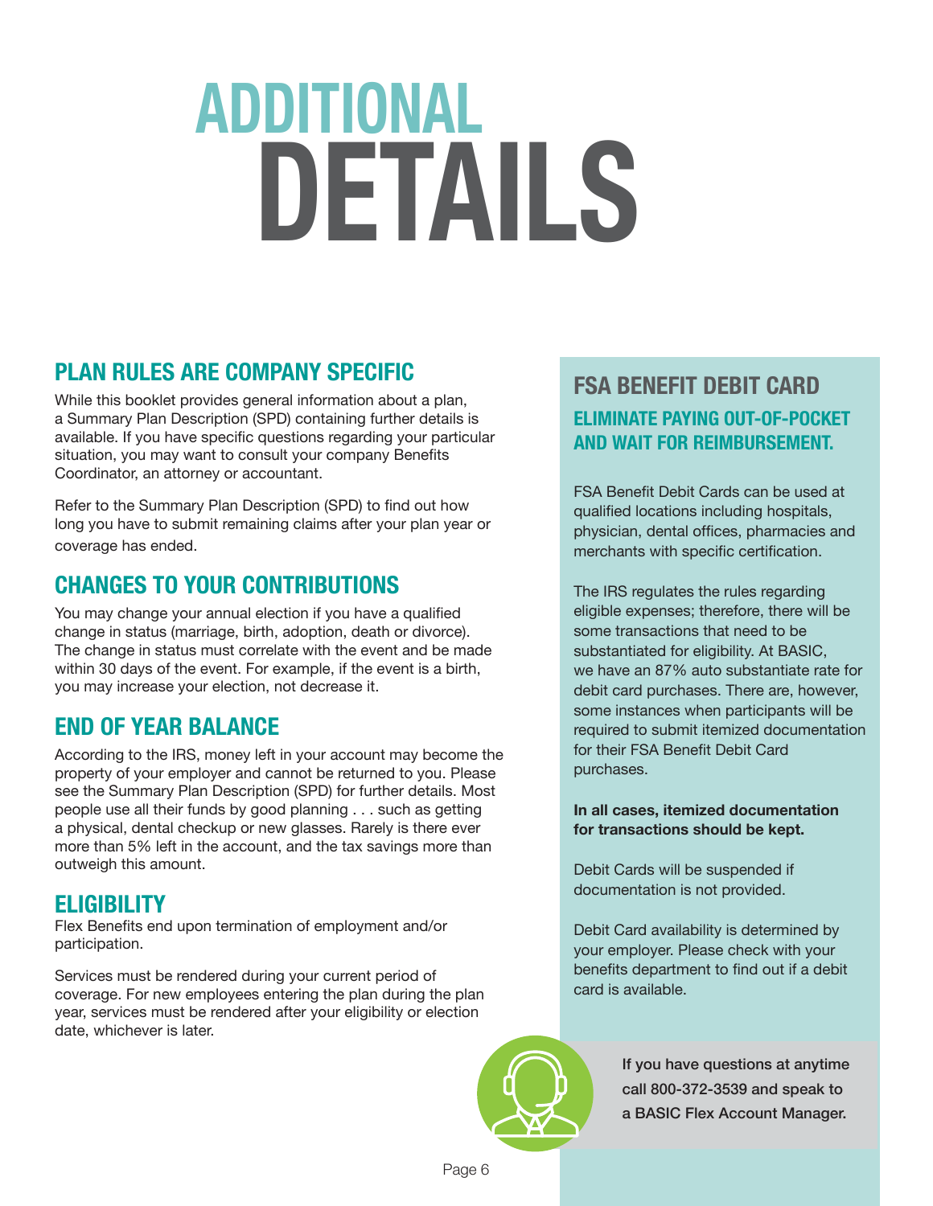# ADDITIONAL DETAILS

## PLAN RULES ARE COMPANY SPECIFIC

While this booklet provides general information about a plan, a Summary Plan Description (SPD) containing further details is available. If you have specific questions regarding your particular situation, you may want to consult your company Benefits Coordinator, an attorney or accountant.

Refer to the Summary Plan Description (SPD) to find out how long you have to submit remaining claims after your plan year or coverage has ended.

## CHANGES TO YOUR CONTRIBUTIONS

You may change your annual election if you have a qualified change in status (marriage, birth, adoption, death or divorce). The change in status must correlate with the event and be made within 30 days of the event. For example, if the event is a birth, you may increase your election, not decrease it.

## END OF YEAR BALANCE

According to the IRS, money left in your account may become the property of your employer and cannot be returned to you. Please see the Summary Plan Description (SPD) for further details. Most people use all their funds by good planning . . . such as getting a physical, dental checkup or new glasses. Rarely is there ever more than 5% left in the account, and the tax savings more than outweigh this amount.

## ELIGIBILITY

Flex Benefits end upon termination of employment and/or participation.

Services must be rendered during your current period of coverage. For new employees entering the plan during the plan year, services must be rendered after your eligibility or election date, whichever is later.

## FSA BENEFIT DEBIT CARD

### ELIMINATE PAYING OUT-OF-POCKET AND WAIT FOR REIMBURSEMENT.

FSA Benefit Debit Cards can be used at qualified locations including hospitals, physician, dental offices, pharmacies and merchants with specific certification.

The IRS regulates the rules regarding eligible expenses; therefore, there will be some transactions that need to be substantiated for eligibility. At BASIC, we have an 87% auto substantiate rate for debit card purchases. There are, however, some instances when participants will be required to submit itemized documentation for their FSA Benefit Debit Card purchases.

**In all cases, itemized documentation for transactions should be kept.**

Debit Cards will be suspended if documentation is not provided.

Debit Card availability is determined by your employer. Please check with your benefits department to find out if a debit card is available.

**If you have questions at anytime call 800-372-3539 and speak to a BASIC Flex Account Manager.**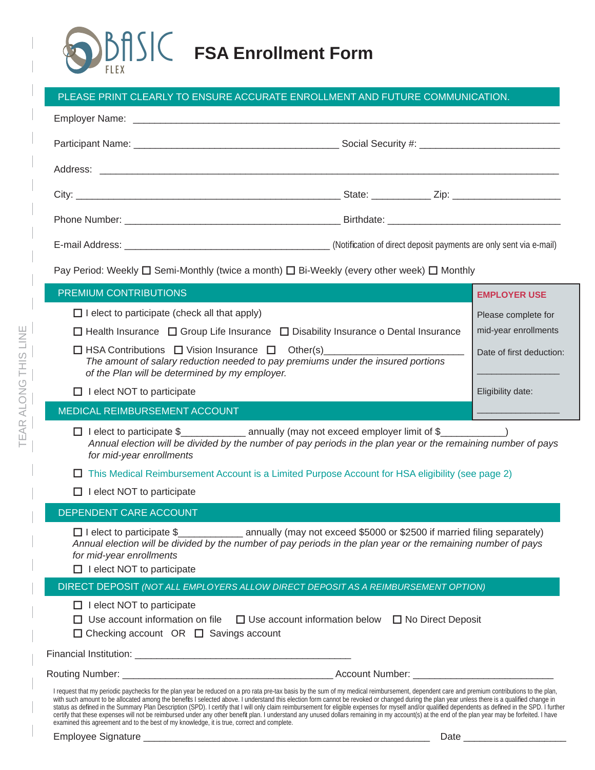# FSA Enrollment Form

BASIC FLEX

PLEASE PRINT CLEARLY TO ENSURE ACCURATE ENROLLMENT AND FUTURE COMMUNICATION.

Employer Name: ______________________________________________________________________________

Participant Name: ____________________________________ Social Security #: _________________________

Address: _________________________________________________________________________________

City: ______________________________________________ State: __________ Zip: ___________________

Phone Number: _____________________________________ Birthdate: _______________________________

E-mail Address: ____________________________________ (Notification of direct deposit payments are only sent via e-mail)

Pay Period: Weekly ☐ Semi-Monthly (twice a month) ☐ Bi-Weekly (every other week) ☐ Monthly

## PREMIUM CONTRIBUTIONS

☐ I elect to participate (check all that apply)

☐ Health Insurance ☐ Group Life Insurance ☐ Disability Insurance o Dental Insurance

☐ HSA Contributions ☐ Vision Insurance ☐ Other(s)________________________

*The amount of salary reduction needed to pay premiums under the insured portions of the Plan will be determined by my employer.*

☐ I elect NOT to participate

**EMPLOYER USE**

Please complete for mid-year enrollments

Date of first deduction: _______________

Eligibility date: _______________

## MEDICAL REIMBURSEMENT ACCOUNT

☐ I elect to participate $___________ annually (may not exceed employer limit of $___________)
*Annual election will be divided by the number of pay periods in the plan year or the remaining number of pays for mid-year enrollments*

☐ This Medical Reimbursement Account is a Limited Purpose Account for HSA eligibility (see page 2)

☐ I elect NOT to participate

## DEPENDENT CARE ACCOUNT

☐ I elect to participate $___________ annually (may not exceed $5000 or $2500 if married filing separately)
*Annual election will be divided by the number of pay periods in the plan year or the remaining number of pays for mid-year enrollments*

☐ I elect NOT to participate

## DIRECT DEPOSIT *(NOT ALL EMPLOYERS ALLOW DIRECT DEPOSIT AS A REIMBURSEMENT OPTION)*

☐ I elect NOT to participate

☐ Use account information on file ☐ Use account information below ☐ No Direct Deposit

☐ Checking account OR ☐ Savings account

Financial Institution: ________________________________________

Routing Number: ______________________________________ Account Number: _________________________

I request that my periodic paychecks for the plan year be reduced on a pro rata pre-tax basis by the sum of my medical reimbursement, dependent care and premium contributions to the plan, with such amount to be allocated among the benefits I selected above. I understand this election form cannot be revoked or changed during the plan year unless there is a qualified change in status as defined in the Summary Plan Description (SPD). I certify that I will only claim reimbursement for eligible expenses for myself and/or qualified dependents as defined in the SPD. I further certify that these expenses will not be reimbursed under any other benefit plan. I understand any unused dollars remaining in my account(s) at the end of the plan year may be forfeited. I have examined this agreement and to the best of my knowledge, it is true, correct and complete.

Employee Signature ____________________________________________________ Date __________________

TEAR ALONG THIS LINE